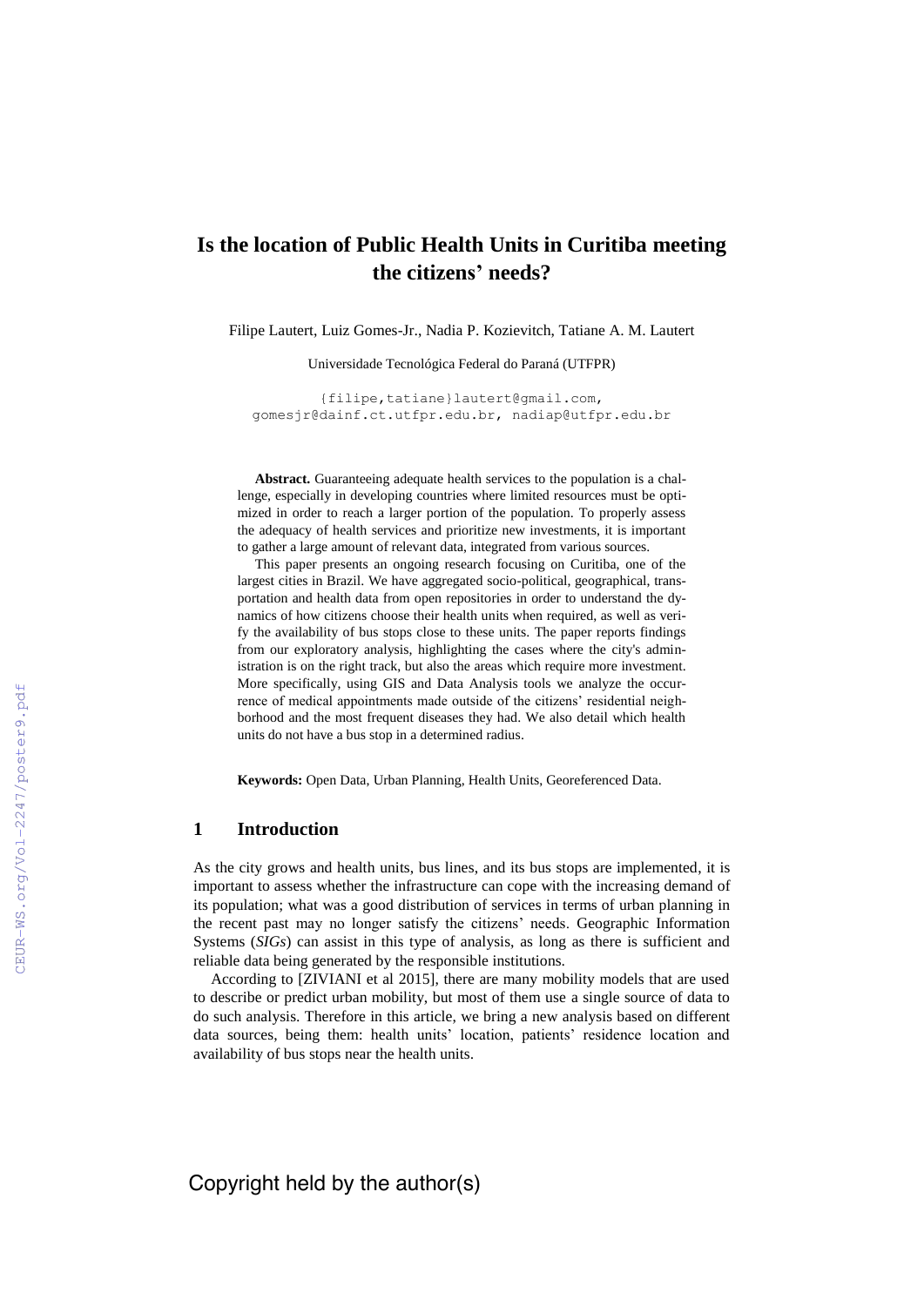# Is the location of Public Health Units in Curitiba meeting the citizens' needs?

Filipe Lautert, Luiz Gomes-Jr., Nadia P. Kozievitch, Tatiane A. M. Lautert

Universidade Tecnológica Federal do Paraná (UTFPR)

{filipe,tatiane}lautert@gmail.com,
gomesjr@dainf.ct.utfpr.edu.br, nadiap@utfpr.edu.br

**Abstract.** Guaranteeing adequate health services to the population is a challenge, especially in developing countries where limited resources must be optimized in order to reach a larger portion of the population. To properly assess the adequacy of health services and prioritize new investments, it is important to gather a large amount of relevant data, integrated from various sources.

This paper presents an ongoing research focusing on Curitiba, one of the largest cities in Brazil. We have aggregated socio-political, geographical, transportation and health data from open repositories in order to understand the dynamics of how citizens choose their health units when required, as well as verify the availability of bus stops close to these units. The paper reports findings from our exploratory analysis, highlighting the cases where the city's administration is on the right track, but also the areas which require more investment. More specifically, using GIS and Data Analysis tools we analyze the occurrence of medical appointments made outside of the citizens' residential neighborhood and the most frequent diseases they had. We also detail which health units do not have a bus stop in a determined radius.

**Keywords:** Open Data, Urban Planning, Health Units, Georeferenced Data.

## 1 Introduction

As the city grows and health units, bus lines, and its bus stops are implemented, it is important to assess whether the infrastructure can cope with the increasing demand of its population; what was a good distribution of services in terms of urban planning in the recent past may no longer satisfy the citizens' needs. Geographic Information Systems (*SIGs*) can assist in this type of analysis, as long as there is sufficient and reliable data being generated by the responsible institutions.

According to [ZIVIANI et al 2015], there are many mobility models that are used to describe or predict urban mobility, but most of them use a single source of data to do such analysis. Therefore in this article, we bring a new analysis based on different data sources, being them: health units' location, patients' residence location and availability of bus stops near the health units.

Copyright held by the author(s)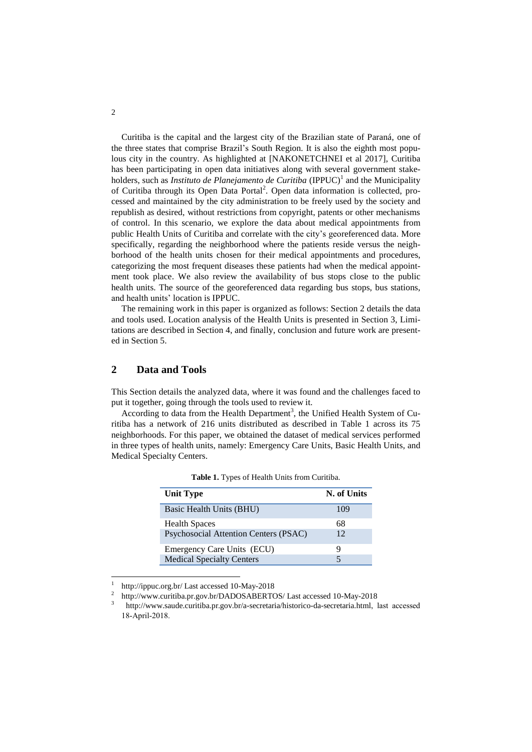Curitiba is the capital and the largest city of the Brazilian state of Paraná, one of the three states that comprise Brazil's South Region. It is also the eighth most populous city in the country. As highlighted at [NAKONETCHNEI et al 2017], Curitiba has been participating in open data initiatives along with several government stakeholders, such as *Instituto de Planejamento de Curitiba* (IPPUC)[1] and the Municipality of Curitiba through its Open Data Portal[2]. Open data information is collected, processed and maintained by the city administration to be freely used by the society and republish as desired, without restrictions from copyright, patents or other mechanisms of control. In this scenario, we explore the data about medical appointments from public Health Units of Curitiba and correlate with the city's georeferenced data. More specifically, regarding the neighborhood where the patients reside versus the neighborhood of the health units chosen for their medical appointments and procedures, categorizing the most frequent diseases these patients had when the medical appointment took place. We also review the availability of bus stops close to the public health units. The source of the georeferenced data regarding bus stops, bus stations, and health units' location is IPPUC.

The remaining work in this paper is organized as follows: Section 2 details the data and tools used. Location analysis of the Health Units is presented in Section 3, Limitations are described in Section 4, and finally, conclusion and future work are presented in Section 5.

## 2 Data and Tools

This Section details the analyzed data, where it was found and the challenges faced to put it together, going through the tools used to review it.

According to data from the Health Department[3], the Unified Health System of Curitiba has a network of 216 units distributed as described in Table 1 across its 75 neighborhoods. For this paper, we obtained the dataset of medical services performed in three types of health units, namely: Emergency Care Units, Basic Health Units, and Medical Specialty Centers.

**Table 1.** Types of Health Units from Curitiba.

| Unit Type | N. of Units |
|---|---|
| Basic Health Units (BHU) | 109 |
| Health Spaces | 68 |
| Psychosocial Attention Centers (PSAC) | 12 |
| Emergency Care Units (ECU) | 9 |
| Medical Specialty Centers | 5 |

[1] http://ippuc.org.br/ Last accessed 10-May-2018

[2] http://www.curitiba.pr.gov.br/DADOSABERTOS/ Last accessed 10-May-2018

[3] http://www.saude.curitiba.pr.gov.br/a-secretaria/historico-da-secretaria.html, last accessed 18-April-2018.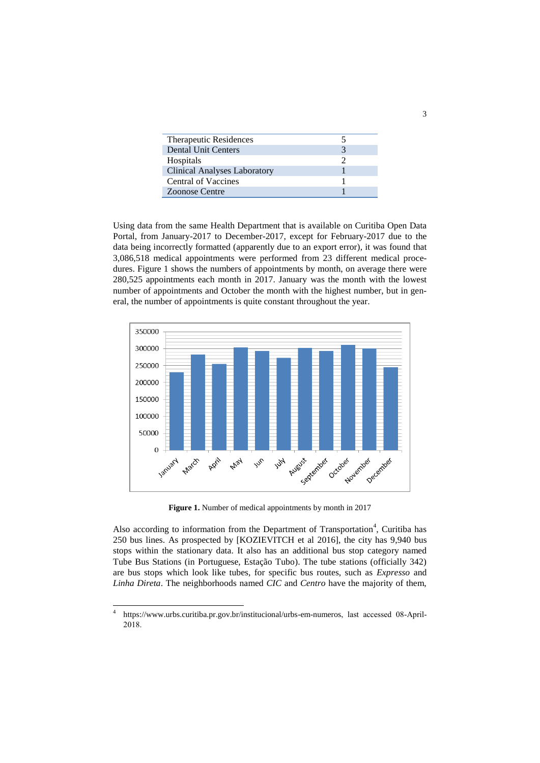| | |
|---|---|
| Therapeutic Residences | 5 |
| Dental Unit Centers | 3 |
| Hospitals | 2 |
| Clinical Analyses Laboratory | 1 |
| Central of Vaccines | 1 |
| Zoonose Centre | 1 |

Using data from the same Health Department that is available on Curitiba Open Data Portal, from January-2017 to December-2017, except for February-2017 due to the data being incorrectly formatted (apparently due to an export error), it was found that 3,086,518 medical appointments were performed from 23 different medical procedures. Figure 1 shows the numbers of appointments by month, on average there were 280,525 appointments each month in 2017. January was the month with the lowest number of appointments and October the month with the highest number, but in general, the number of appointments is quite constant throughout the year.

**Figure 1.** Number of medical appointments by month in 2017

Also according to information from the Department of Transportation[4], Curitiba has 250 bus lines. As prospected by [KOZIEVITCH et al 2016], the city has 9,940 bus stops within the stationary data. It also has an additional bus stop category named Tube Bus Stations (in Portuguese, Estação Tubo). The tube stations (officially 342) are bus stops which look like tubes, for specific bus routes, such as *Expresso* and *Linha Direta*. The neighborhoods named *CIC* and *Centro* have the majority of them,

[4] https://www.urbs.curitiba.pr.gov.br/institucional/urbs-em-numeros, last accessed 08-April-2018.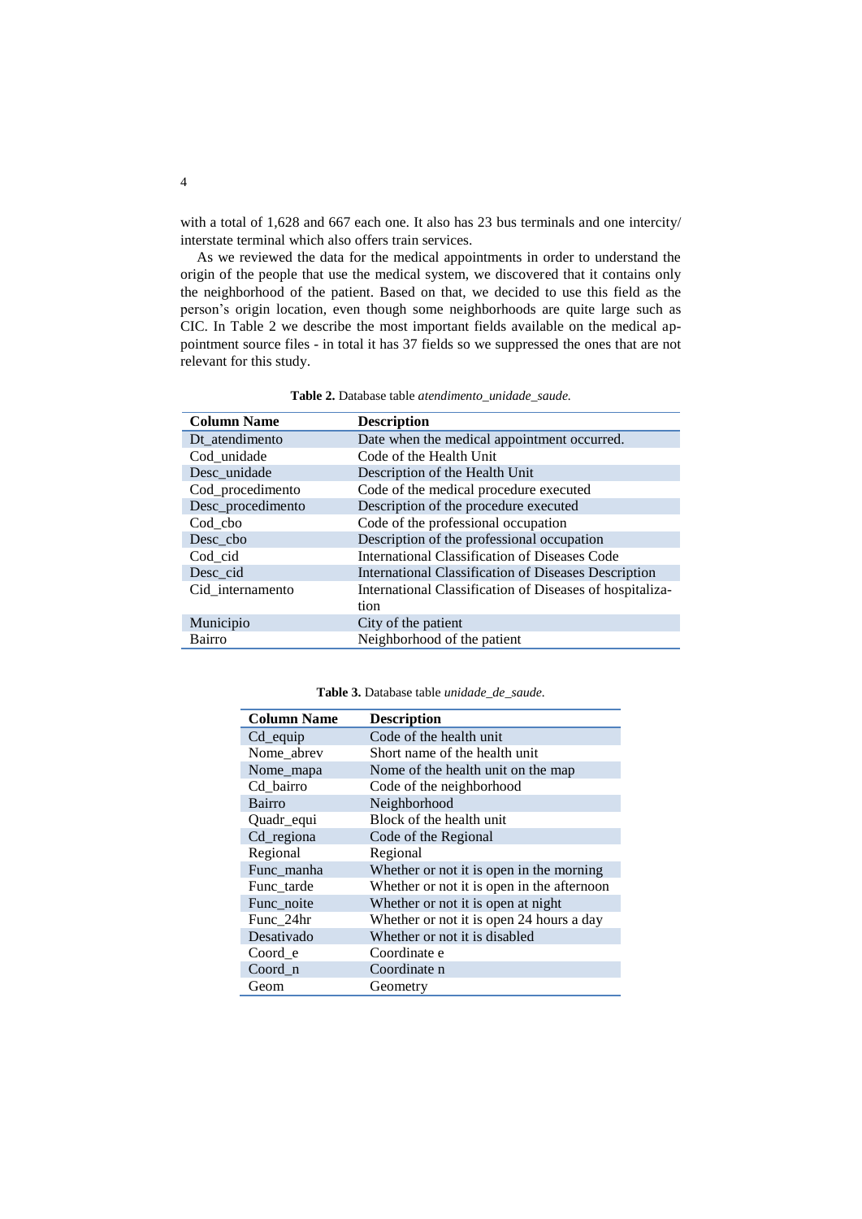with a total of 1,628 and 667 each one. It also has 23 bus terminals and one intercity/ interstate terminal which also offers train services.

As we reviewed the data for the medical appointments in order to understand the origin of the people that use the medical system, we discovered that it contains only the neighborhood of the patient. Based on that, we decided to use this field as the person's origin location, even though some neighborhoods are quite large such as CIC. In Table 2 we describe the most important fields available on the medical appointment source files - in total it has 37 fields so we suppressed the ones that are not relevant for this study.

**Table 2.** Database table *atendimento_unidade_saude.*

| Column Name | Description |
|---|---|
| Dt_atendimento | Date when the medical appointment occurred. |
| Cod_unidade | Code of the Health Unit |
| Desc_unidade | Description of the Health Unit |
| Cod_procedimento | Code of the medical procedure executed |
| Desc_procedimento | Description of the procedure executed |
| Cod_cbo | Code of the professional occupation |
| Desc_cbo | Description of the professional occupation |
| Cod_cid | International Classification of Diseases Code |
| Desc_cid | International Classification of Diseases Description |
| Cid_internamento | International Classification of Diseases of hospitalization |
| Municipio | City of the patient |
| Bairro | Neighborhood of the patient |

**Table 3.** Database table *unidade_de_saude.*

| Column Name | Description |
|---|---|
| Cd_equip | Code of the health unit |
| Nome_abrev | Short name of the health unit |
| Nome_mapa | Nome of the health unit on the map |
| Cd_bairro | Code of the neighborhood |
| Bairro | Neighborhood |
| Quadr_equi | Block of the health unit |
| Cd_regiona | Code of the Regional |
| Regional | Regional |
| Func_manha | Whether or not it is open in the morning |
| Func_tarde | Whether or not it is open in the afternoon |
| Func_noite | Whether or not it is open at night |
| Func_24hr | Whether or not it is open 24 hours a day |
| Desativado | Whether or not it is disabled |
| Coord_e | Coordinate e |
| Coord_n | Coordinate n |
| Geom | Geometry |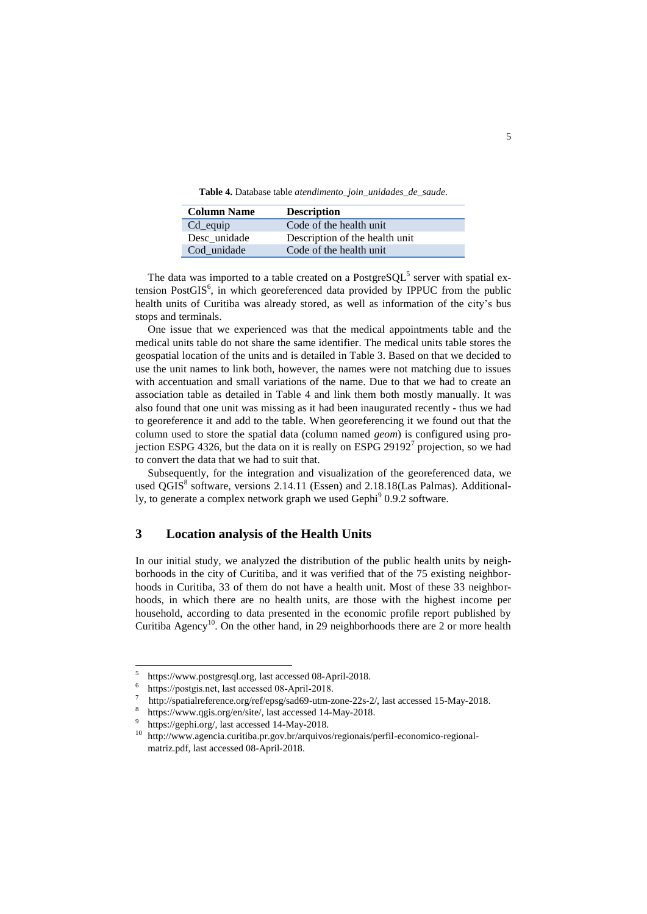**Table 4.** Database table *atendimento_join_unidades_de_saude.*

| Column Name | Description |
|---|---|
| Cd_equip | Code of the health unit |
| Desc_unidade | Description of the health unit |
| Cod_unidade | Code of the health unit |

The data was imported to a table created on a PostgreSQL[5] server with spatial extension PostGIS[6], in which georeferenced data provided by IPPUC from the public health units of Curitiba was already stored, as well as information of the city's bus stops and terminals.

One issue that we experienced was that the medical appointments table and the medical units table do not share the same identifier. The medical units table stores the geospatial location of the units and is detailed in Table 3. Based on that we decided to use the unit names to link both, however, the names were not matching due to issues with accentuation and small variations of the name. Due to that we had to create an association table as detailed in Table 4 and link them both mostly manually. It was also found that one unit was missing as it had been inaugurated recently - thus we had to georeference it and add to the table. When georeferencing it we found out that the column used to store the spatial data (column named *geom*) is configured using projection ESPG 4326, but the data on it is really on ESPG 29192[7] projection, so we had to convert the data that we had to suit that.

Subsequently, for the integration and visualization of the georeferenced data, we used QGIS[8] software, versions 2.14.11 (Essen) and 2.18.18(Las Palmas). Additionally, to generate a complex network graph we used Gephi[9] 0.9.2 software.

## 3 Location analysis of the Health Units

In our initial study, we analyzed the distribution of the public health units by neighborhoods in the city of Curitiba, and it was verified that of the 75 existing neighborhoods in Curitiba, 33 of them do not have a health unit. Most of these 33 neighborhoods, in which there are no health units, are those with the highest income per household, according to data presented in the economic profile report published by Curitiba Agency[10]. On the other hand, in 29 neighborhoods there are 2 or more health

---

[5] https://www.postgresql.org, last accessed 08-April-2018.

[6] https://postgis.net, last accessed 08-April-2018.

[7] http://spatialreference.org/ref/epsg/sad69-utm-zone-22s-2/, last accessed 15-May-2018.

[8] https://www.qgis.org/en/site/, last accessed 14-May-2018.

[9] https://gephi.org/, last accessed 14-May-2018.

[10] http://www.agencia.curitiba.pr.gov.br/arquivos/regionais/perfil-economico-regional-matriz.pdf, last accessed 08-April-2018.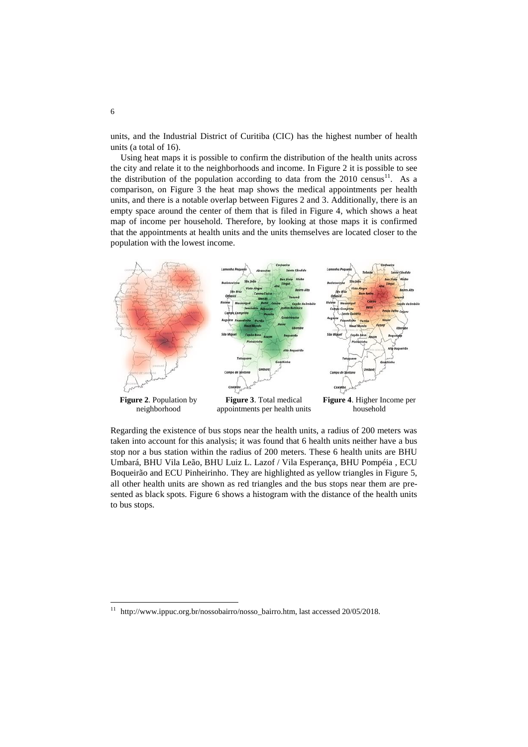units, and the Industrial District of Curitiba (CIC) has the highest number of health units (a total of 16).

Using heat maps it is possible to confirm the distribution of the health units across the city and relate it to the neighborhoods and income. In Figure 2 it is possible to see the distribution of the population according to data from the 2010 census[11]. As a comparison, on Figure 3 the heat map shows the medical appointments per health units, and there is a notable overlap between Figures 2 and 3. Additionally, there is an empty space around the center of them that is filed in Figure 4, which shows a heat map of income per household. Therefore, by looking at those maps it is confirmed that the appointments at health units and the units themselves are located closer to the population with the lowest income.

**Figure 2**. Population by neighborhood

**Figure 3**. Total medical appointments per health units

**Figure 4**. Higher Income per household

Regarding the existence of bus stops near the health units, a radius of 200 meters was taken into account for this analysis; it was found that 6 health units neither have a bus stop nor a bus station within the radius of 200 meters. These 6 health units are BHU Umbará, BHU Vila Leão, BHU Luiz L. Lazof / Vila Esperança, BHU Pompéia , ECU Boqueirão and ECU Pinheirinho. They are highlighted as yellow triangles in Figure 5, all other health units are shown as red triangles and the bus stops near them are presented as black spots. Figure 6 shows a histogram with the distance of the health units to bus stops.

[11] http://www.ippuc.org.br/nossobairro/nosso_bairro.htm, last accessed 20/05/2018.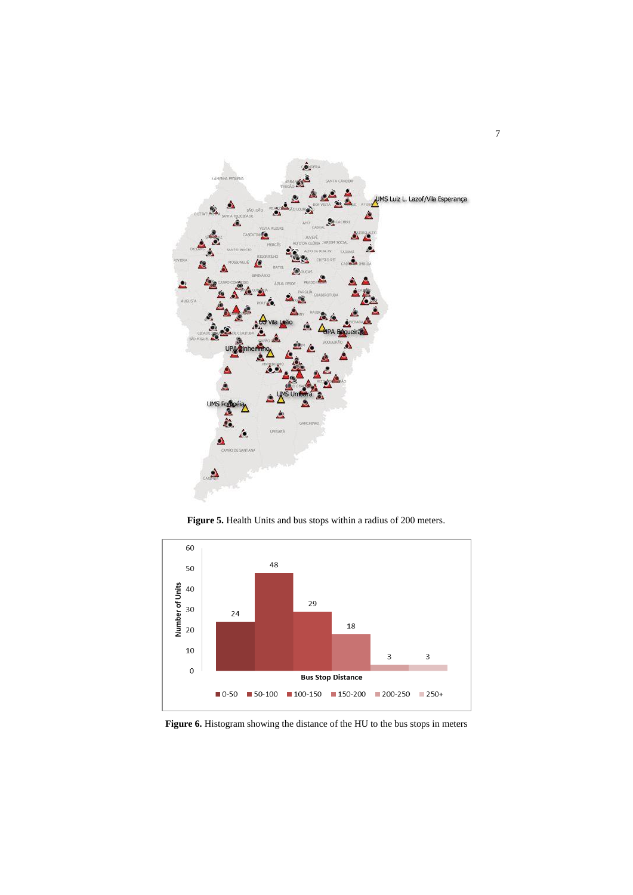**Figure 5.** Health Units and bus stops within a radius of 200 meters.

**Figure 6.** Histogram showing the distance of the HU to the bus stops in meters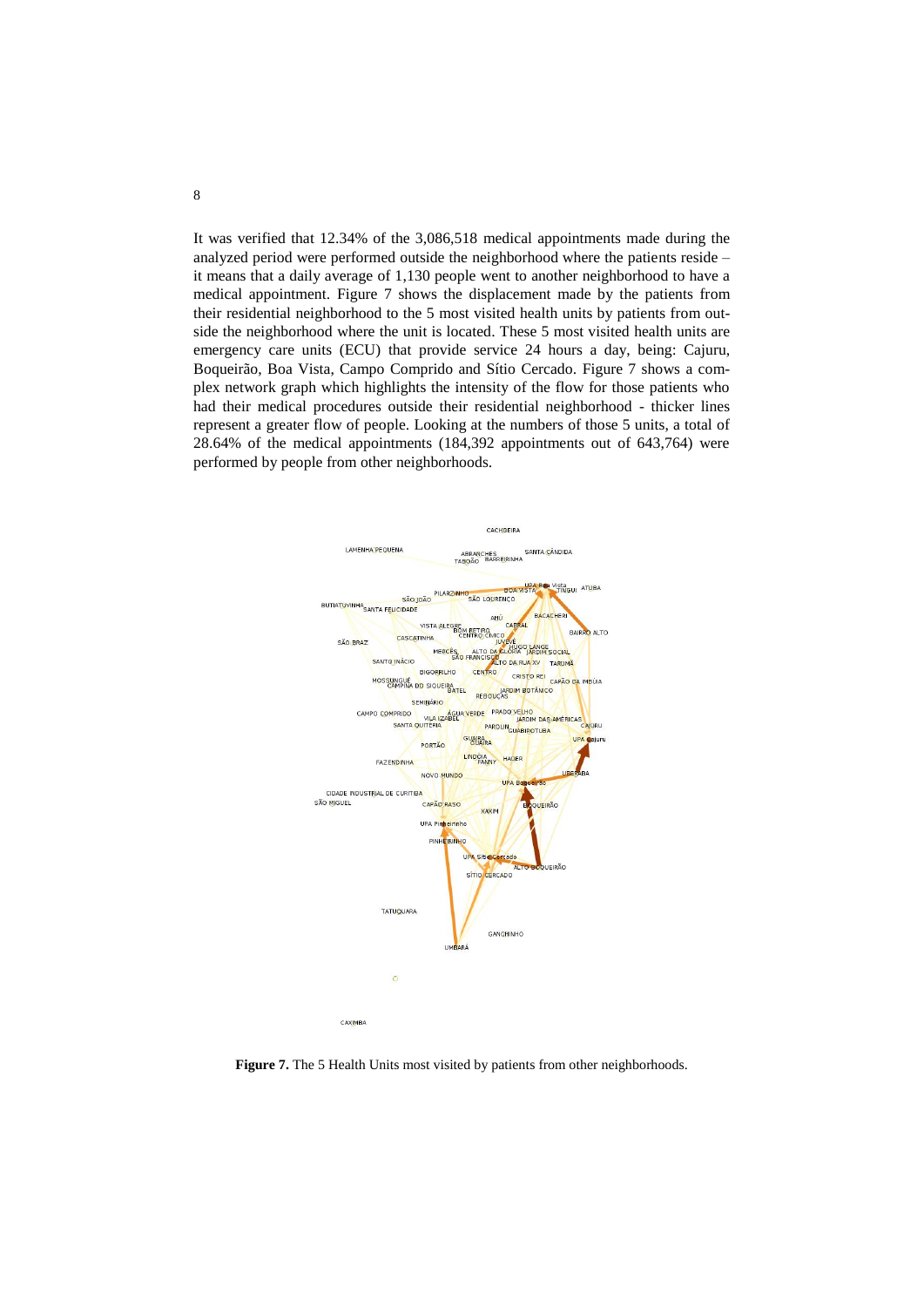It was verified that 12.34% of the 3,086,518 medical appointments made during the analyzed period were performed outside the neighborhood where the patients reside – it means that a daily average of 1,130 people went to another neighborhood to have a medical appointment. Figure 7 shows the displacement made by the patients from their residential neighborhood to the 5 most visited health units by patients from outside the neighborhood where the unit is located. These 5 most visited health units are emergency care units (ECU) that provide service 24 hours a day, being: Cajuru, Boqueirão, Boa Vista, Campo Comprido and Sítio Cercado. Figure 7 shows a complex network graph which highlights the intensity of the flow for those patients who had their medical procedures outside their residential neighborhood - thicker lines represent a greater flow of people. Looking at the numbers of those 5 units, a total of 28.64% of the medical appointments (184,392 appointments out of 643,764) were performed by people from other neighborhoods.

**Figure 7.** The 5 Health Units most visited by patients from other neighborhoods.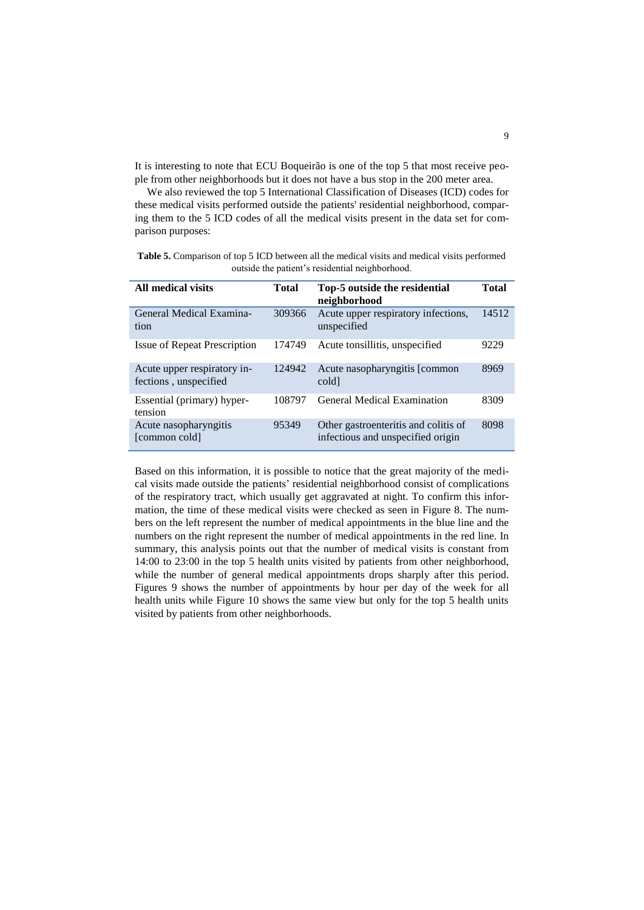It is interesting to note that ECU Boqueirão is one of the top 5 that most receive people from other neighborhoods but it does not have a bus stop in the 200 meter area.

We also reviewed the top 5 International Classification of Diseases (ICD) codes for these medical visits performed outside the patients' residential neighborhood, comparing them to the 5 ICD codes of all the medical visits present in the data set for comparison purposes:

**Table 5.** Comparison of top 5 ICD between all the medical visits and medical visits performed outside the patient's residential neighborhood.

| **All medical visits** | **Total** | **Top-5 outside the residential neighborhood** | **Total** |
|---|---|---|---|
| General Medical Examination | 309366 | Acute upper respiratory infections, unspecified | 14512 |
| Issue of Repeat Prescription | 174749 | Acute tonsillitis, unspecified | 9229 |
| Acute upper respiratory infections , unspecified | 124942 | Acute nasopharyngitis [common cold] | 8969 |
| Essential (primary) hypertension | 108797 | General Medical Examination | 8309 |
| Acute nasopharyngitis [common cold] | 95349 | Other gastroenteritis and colitis of infectious and unspecified origin | 8098 |

Based on this information, it is possible to notice that the great majority of the medical visits made outside the patients' residential neighborhood consist of complications of the respiratory tract, which usually get aggravated at night. To confirm this information, the time of these medical visits were checked as seen in Figure 8. The numbers on the left represent the number of medical appointments in the blue line and the numbers on the right represent the number of medical appointments in the red line. In summary, this analysis points out that the number of medical visits is constant from 14:00 to 23:00 in the top 5 health units visited by patients from other neighborhood, while the number of general medical appointments drops sharply after this period. Figures 9 shows the number of appointments by hour per day of the week for all health units while Figure 10 shows the same view but only for the top 5 health units visited by patients from other neighborhoods.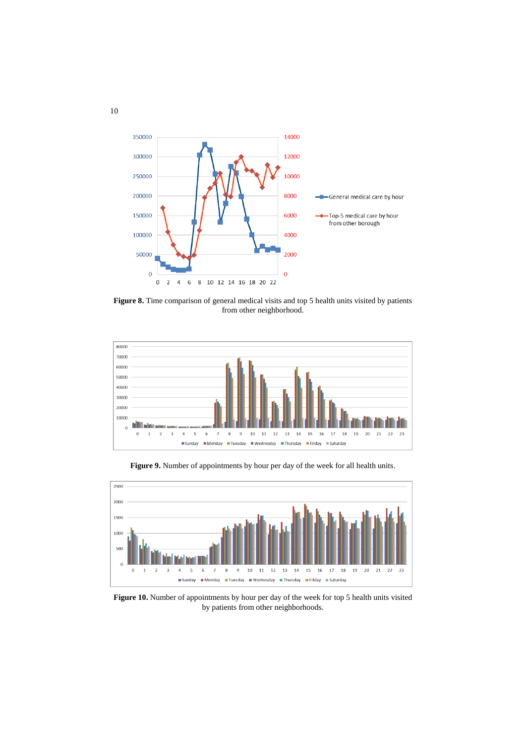**Figure 8.** Time comparison of general medical visits and top 5 health units visited by patients from other neighborhood.

**Figure 9.** Number of appointments by hour per day of the week for all health units.

**Figure 10.** Number of appointments by hour per day of the week for top 5 health units visited by patients from other neighborhoods.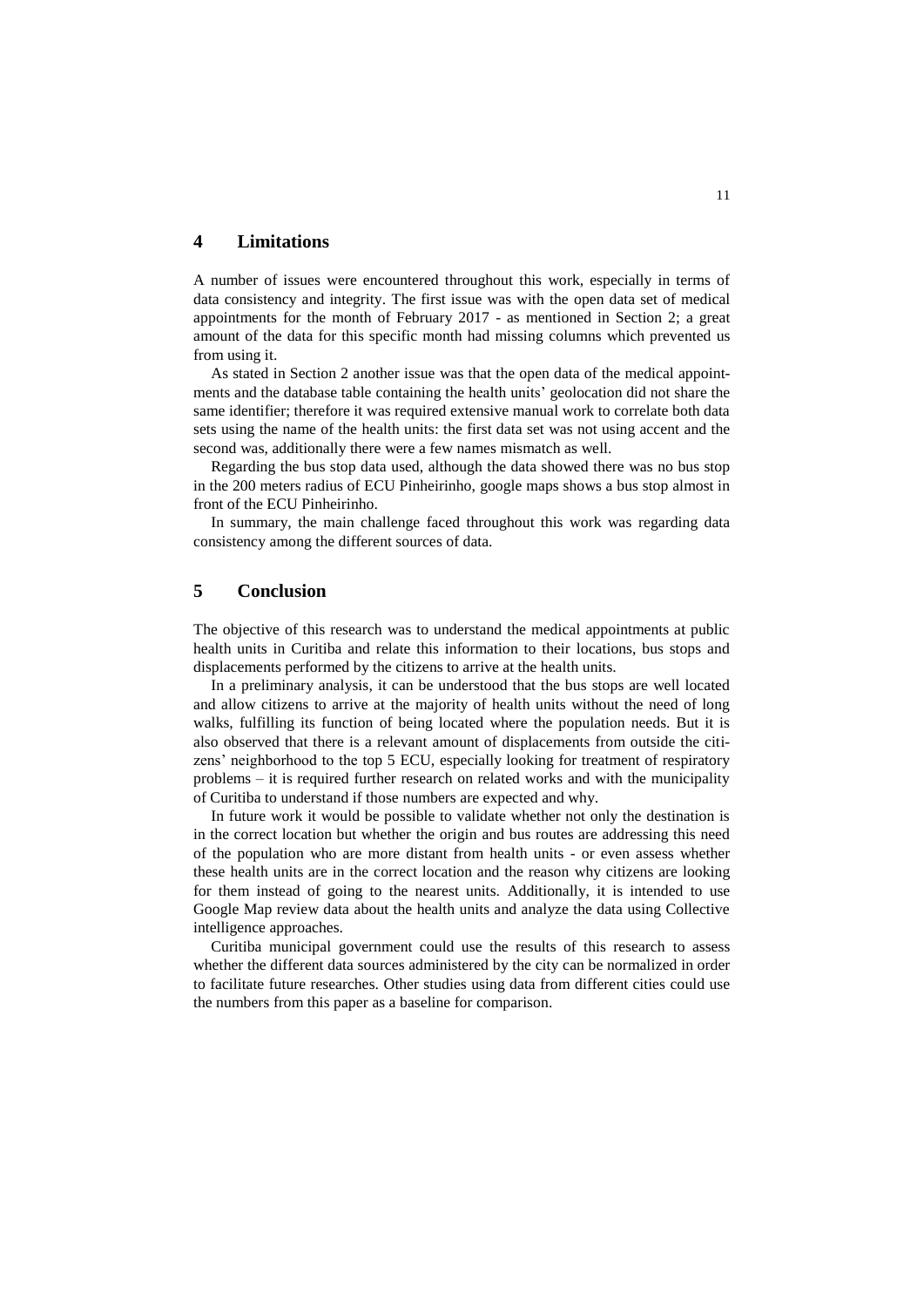## 4 Limitations

A number of issues were encountered throughout this work, especially in terms of data consistency and integrity. The first issue was with the open data set of medical appointments for the month of February 2017 - as mentioned in Section 2; a great amount of the data for this specific month had missing columns which prevented us from using it.

As stated in Section 2 another issue was that the open data of the medical appointments and the database table containing the health units' geolocation did not share the same identifier; therefore it was required extensive manual work to correlate both data sets using the name of the health units: the first data set was not using accent and the second was, additionally there were a few names mismatch as well.

Regarding the bus stop data used, although the data showed there was no bus stop in the 200 meters radius of ECU Pinheirinho, google maps shows a bus stop almost in front of the ECU Pinheirinho.

In summary, the main challenge faced throughout this work was regarding data consistency among the different sources of data.

## 5 Conclusion

The objective of this research was to understand the medical appointments at public health units in Curitiba and relate this information to their locations, bus stops and displacements performed by the citizens to arrive at the health units.

In a preliminary analysis, it can be understood that the bus stops are well located and allow citizens to arrive at the majority of health units without the need of long walks, fulfilling its function of being located where the population needs. But it is also observed that there is a relevant amount of displacements from outside the citizens' neighborhood to the top 5 ECU, especially looking for treatment of respiratory problems – it is required further research on related works and with the municipality of Curitiba to understand if those numbers are expected and why.

In future work it would be possible to validate whether not only the destination is in the correct location but whether the origin and bus routes are addressing this need of the population who are more distant from health units - or even assess whether these health units are in the correct location and the reason why citizens are looking for them instead of going to the nearest units. Additionally, it is intended to use Google Map review data about the health units and analyze the data using Collective intelligence approaches.

Curitiba municipal government could use the results of this research to assess whether the different data sources administered by the city can be normalized in order to facilitate future researches. Other studies using data from different cities could use the numbers from this paper as a baseline for comparison.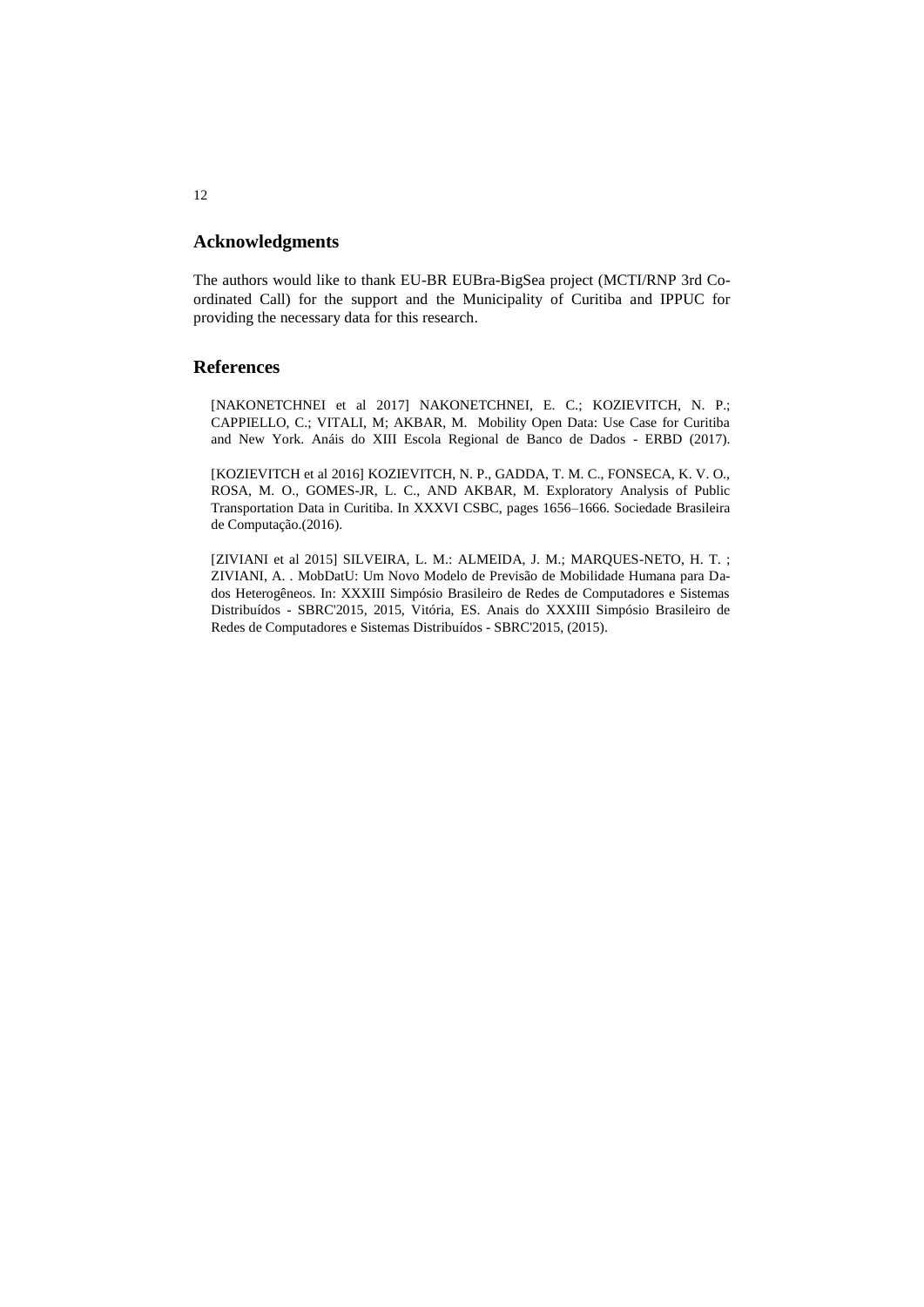## Acknowledgments

The authors would like to thank EU-BR EUBra-BigSea project (MCTI/RNP 3rd Co-ordinated Call) for the support and the Municipality of Curitiba and IPPUC for providing the necessary data for this research.

## References

[NAKONETCHNEI et al 2017] NAKONETCHNEI, E. C.; KOZIEVITCH, N. P.; CAPPIELLO, C.; VITALI, M; AKBAR, M. Mobility Open Data: Use Case for Curitiba and New York. Anáis do XIII Escola Regional de Banco de Dados - ERBD (2017).

[KOZIEVITCH et al 2016] KOZIEVITCH, N. P., GADDA, T. M. C., FONSECA, K. V. O., ROSA, M. O., GOMES-JR, L. C., AND AKBAR, M. Exploratory Analysis of Public Transportation Data in Curitiba. In XXXVI CSBC, pages 1656–1666. Sociedade Brasileira de Computação.(2016).

[ZIVIANI et al 2015] SILVEIRA, L. M.: ALMEIDA, J. M.; MARQUES-NETO, H. T. ; ZIVIANI, A. . MobDatU: Um Novo Modelo de Previsão de Mobilidade Humana para Dados Heterogêneos. In: XXXIII Simpósio Brasileiro de Redes de Computadores e Sistemas Distribuídos - SBRC'2015, 2015, Vitória, ES. Anais do XXXIII Simpósio Brasileiro de Redes de Computadores e Sistemas Distribuídos - SBRC'2015, (2015).